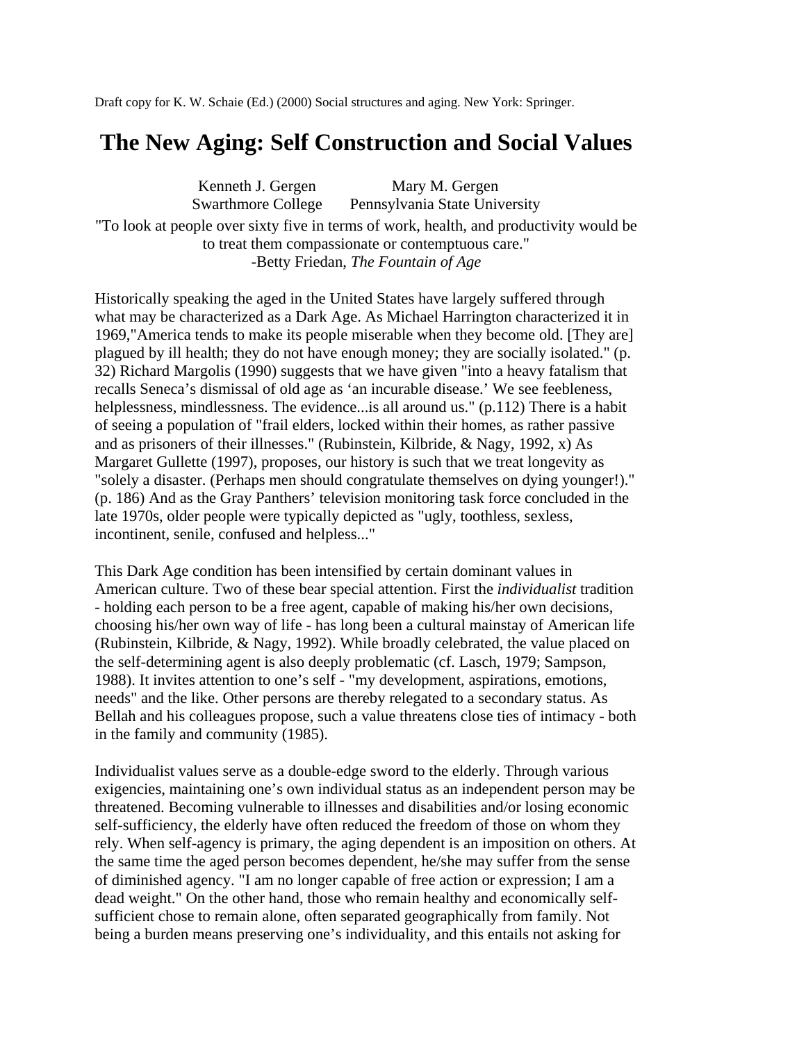Draft copy for K. W. Schaie (Ed.) (2000) Social structures and aging. New York: Springer.

# The New Aging: Self Construction and Social Values

Kenneth J. Gergen — Swarthmore College
Mary M. Gergen — Pennsylvania State University

"To look at people over sixty five in terms of work, health, and productivity would be to treat them compassionate or contemptuous care."
-Betty Friedan, *The Fountain of Age*

Historically speaking the aged in the United States have largely suffered through what may be characterized as a Dark Age. As Michael Harrington characterized it in 1969,"America tends to make its people miserable when they become old. [They are] plagued by ill health; they do not have enough money; they are socially isolated." (p. 32) Richard Margolis (1990) suggests that we have given "into a heavy fatalism that recalls Seneca's dismissal of old age as 'an incurable disease.' We see feebleness, helplessness, mindlessness. The evidence...is all around us." (p.112) There is a habit of seeing a population of "frail elders, locked within their homes, as rather passive and as prisoners of their illnesses." (Rubinstein, Kilbride, & Nagy, 1992, x) As Margaret Gullette (1997), proposes, our history is such that we treat longevity as "solely a disaster. (Perhaps men should congratulate themselves on dying younger!)." (p. 186) And as the Gray Panthers' television monitoring task force concluded in the late 1970s, older people were typically depicted as "ugly, toothless, sexless, incontinent, senile, confused and helpless..."

This Dark Age condition has been intensified by certain dominant values in American culture. Two of these bear special attention. First the *individualist* tradition - holding each person to be a free agent, capable of making his/her own decisions, choosing his/her own way of life - has long been a cultural mainstay of American life (Rubinstein, Kilbride, & Nagy, 1992). While broadly celebrated, the value placed on the self-determining agent is also deeply problematic (cf. Lasch, 1979; Sampson, 1988). It invites attention to one's self - "my development, aspirations, emotions, needs" and the like. Other persons are thereby relegated to a secondary status. As Bellah and his colleagues propose, such a value threatens close ties of intimacy - both in the family and community (1985).

Individualist values serve as a double-edge sword to the elderly. Through various exigencies, maintaining one's own individual status as an independent person may be threatened. Becoming vulnerable to illnesses and disabilities and/or losing economic self-sufficiency, the elderly have often reduced the freedom of those on whom they rely. When self-agency is primary, the aging dependent is an imposition on others. At the same time the aged person becomes dependent, he/she may suffer from the sense of diminished agency. "I am no longer capable of free action or expression; I am a dead weight." On the other hand, those who remain healthy and economically self-sufficient chose to remain alone, often separated geographically from family. Not being a burden means preserving one's individuality, and this entails not asking for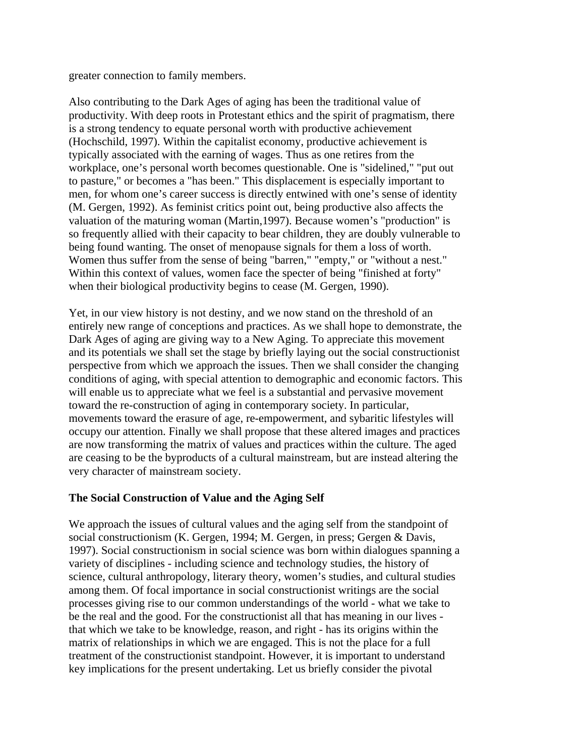greater connection to family members.

Also contributing to the Dark Ages of aging has been the traditional value of productivity. With deep roots in Protestant ethics and the spirit of pragmatism, there is a strong tendency to equate personal worth with productive achievement (Hochschild, 1997). Within the capitalist economy, productive achievement is typically associated with the earning of wages. Thus as one retires from the workplace, one's personal worth becomes questionable. One is "sidelined," "put out to pasture," or becomes a "has been." This displacement is especially important to men, for whom one's career success is directly entwined with one's sense of identity (M. Gergen, 1992). As feminist critics point out, being productive also affects the valuation of the maturing woman (Martin,1997). Because women's "production" is so frequently allied with their capacity to bear children, they are doubly vulnerable to being found wanting. The onset of menopause signals for them a loss of worth. Women thus suffer from the sense of being "barren," "empty," or "without a nest." Within this context of values, women face the specter of being "finished at forty" when their biological productivity begins to cease (M. Gergen, 1990).

Yet, in our view history is not destiny, and we now stand on the threshold of an entirely new range of conceptions and practices. As we shall hope to demonstrate, the Dark Ages of aging are giving way to a New Aging. To appreciate this movement and its potentials we shall set the stage by briefly laying out the social constructionist perspective from which we approach the issues. Then we shall consider the changing conditions of aging, with special attention to demographic and economic factors. This will enable us to appreciate what we feel is a substantial and pervasive movement toward the re-construction of aging in contemporary society. In particular, movements toward the erasure of age, re-empowerment, and sybaritic lifestyles will occupy our attention. Finally we shall propose that these altered images and practices are now transforming the matrix of values and practices within the culture. The aged are ceasing to be the byproducts of a cultural mainstream, but are instead altering the very character of mainstream society.

**The Social Construction of Value and the Aging Self**

We approach the issues of cultural values and the aging self from the standpoint of social constructionism (K. Gergen, 1994; M. Gergen, in press; Gergen & Davis, 1997). Social constructionism in social science was born within dialogues spanning a variety of disciplines - including science and technology studies, the history of science, cultural anthropology, literary theory, women's studies, and cultural studies among them. Of focal importance in social constructionist writings are the social processes giving rise to our common understandings of the world - what we take to be the real and the good. For the constructionist all that has meaning in our lives - that which we take to be knowledge, reason, and right - has its origins within the matrix of relationships in which we are engaged. This is not the place for a full treatment of the constructionist standpoint. However, it is important to understand key implications for the present undertaking. Let us briefly consider the pivotal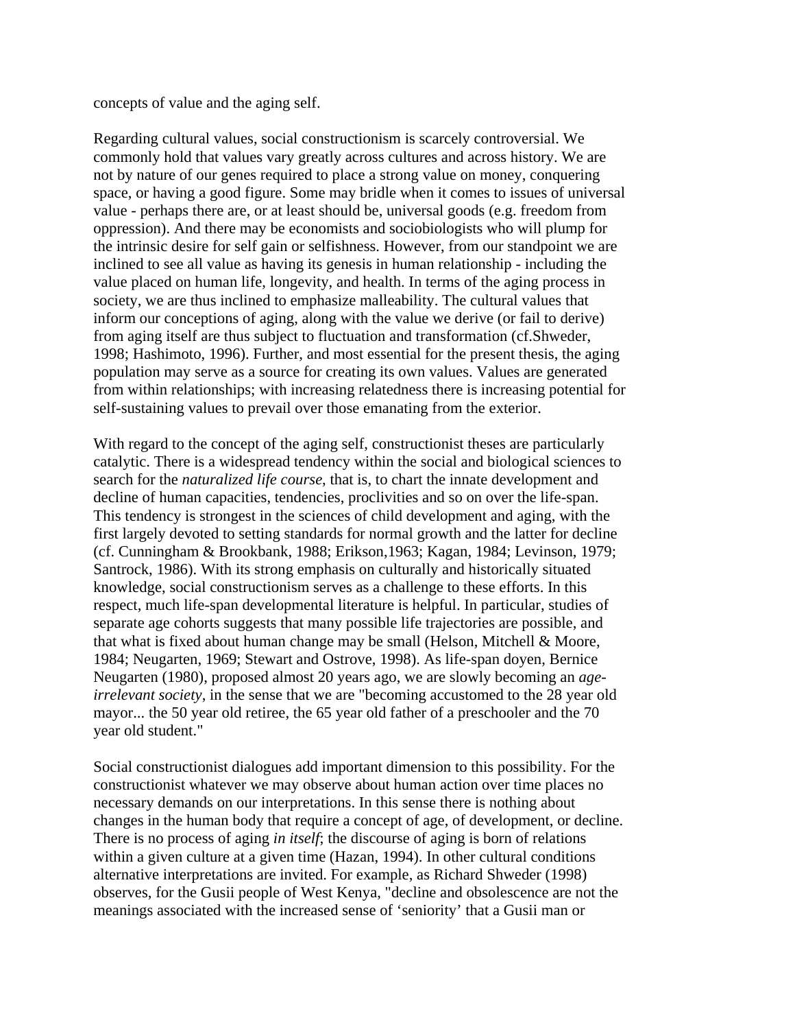concepts of value and the aging self.

Regarding cultural values, social constructionism is scarcely controversial. We commonly hold that values vary greatly across cultures and across history. We are not by nature of our genes required to place a strong value on money, conquering space, or having a good figure. Some may bridle when it comes to issues of universal value - perhaps there are, or at least should be, universal goods (e.g. freedom from oppression). And there may be economists and sociobiologists who will plump for the intrinsic desire for self gain or selfishness. However, from our standpoint we are inclined to see all value as having its genesis in human relationship - including the value placed on human life, longevity, and health. In terms of the aging process in society, we are thus inclined to emphasize malleability. The cultural values that inform our conceptions of aging, along with the value we derive (or fail to derive) from aging itself are thus subject to fluctuation and transformation (cf.Shweder, 1998; Hashimoto, 1996). Further, and most essential for the present thesis, the aging population may serve as a source for creating its own values. Values are generated from within relationships; with increasing relatedness there is increasing potential for self-sustaining values to prevail over those emanating from the exterior.

With regard to the concept of the aging self, constructionist theses are particularly catalytic. There is a widespread tendency within the social and biological sciences to search for the *naturalized life course*, that is, to chart the innate development and decline of human capacities, tendencies, proclivities and so on over the life-span. This tendency is strongest in the sciences of child development and aging, with the first largely devoted to setting standards for normal growth and the latter for decline (cf. Cunningham & Brookbank, 1988; Erikson,1963; Kagan, 1984; Levinson, 1979; Santrock, 1986). With its strong emphasis on culturally and historically situated knowledge, social constructionism serves as a challenge to these efforts. In this respect, much life-span developmental literature is helpful. In particular, studies of separate age cohorts suggests that many possible life trajectories are possible, and that what is fixed about human change may be small (Helson, Mitchell & Moore, 1984; Neugarten, 1969; Stewart and Ostrove, 1998). As life-span doyen, Bernice Neugarten (1980), proposed almost 20 years ago, we are slowly becoming an *age-irrelevant society*, in the sense that we are "becoming accustomed to the 28 year old mayor... the 50 year old retiree, the 65 year old father of a preschooler and the 70 year old student."

Social constructionist dialogues add important dimension to this possibility. For the constructionist whatever we may observe about human action over time places no necessary demands on our interpretations. In this sense there is nothing about changes in the human body that require a concept of age, of development, or decline. There is no process of aging *in itself*; the discourse of aging is born of relations within a given culture at a given time (Hazan, 1994). In other cultural conditions alternative interpretations are invited. For example, as Richard Shweder (1998) observes, for the Gusii people of West Kenya, "decline and obsolescence are not the meanings associated with the increased sense of 'seniority' that a Gusii man or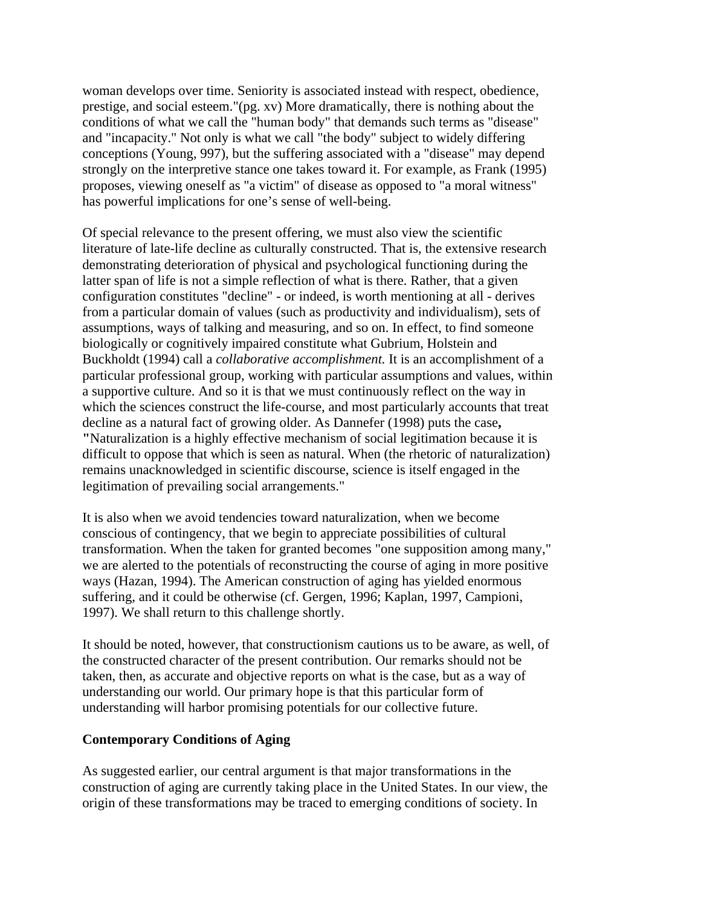woman develops over time. Seniority is associated instead with respect, obedience, prestige, and social esteem."(pg. xv) More dramatically, there is nothing about the conditions of what we call the "human body" that demands such terms as "disease" and "incapacity." Not only is what we call "the body" subject to widely differing conceptions (Young, 997), but the suffering associated with a "disease" may depend strongly on the interpretive stance one takes toward it. For example, as Frank (1995) proposes, viewing oneself as "a victim" of disease as opposed to "a moral witness" has powerful implications for one's sense of well-being.

Of special relevance to the present offering, we must also view the scientific literature of late-life decline as culturally constructed. That is, the extensive research demonstrating deterioration of physical and psychological functioning during the latter span of life is not a simple reflection of what is there. Rather, that a given configuration constitutes "decline" - or indeed, is worth mentioning at all - derives from a particular domain of values (such as productivity and individualism), sets of assumptions, ways of talking and measuring, and so on. In effect, to find someone biologically or cognitively impaired constitute what Gubrium, Holstein and Buckholdt (1994) call a *collaborative accomplishment.* It is an accomplishment of a particular professional group, working with particular assumptions and values, within a supportive culture. And so it is that we must continuously reflect on the way in which the sciences construct the life-course, and most particularly accounts that treat decline as a natural fact of growing older. As Dannefer (1998) puts the case**,** **"**Naturalization is a highly effective mechanism of social legitimation because it is difficult to oppose that which is seen as natural. When (the rhetoric of naturalization) remains unacknowledged in scientific discourse, science is itself engaged in the legitimation of prevailing social arrangements."

It is also when we avoid tendencies toward naturalization, when we become conscious of contingency, that we begin to appreciate possibilities of cultural transformation. When the taken for granted becomes "one supposition among many," we are alerted to the potentials of reconstructing the course of aging in more positive ways (Hazan, 1994). The American construction of aging has yielded enormous suffering, and it could be otherwise (cf. Gergen, 1996; Kaplan, 1997, Campioni, 1997). We shall return to this challenge shortly.

It should be noted, however, that constructionism cautions us to be aware, as well, of the constructed character of the present contribution. Our remarks should not be taken, then, as accurate and objective reports on what is the case, but as a way of understanding our world. Our primary hope is that this particular form of understanding will harbor promising potentials for our collective future.

**Contemporary Conditions of Aging**

As suggested earlier, our central argument is that major transformations in the construction of aging are currently taking place in the United States. In our view, the origin of these transformations may be traced to emerging conditions of society. In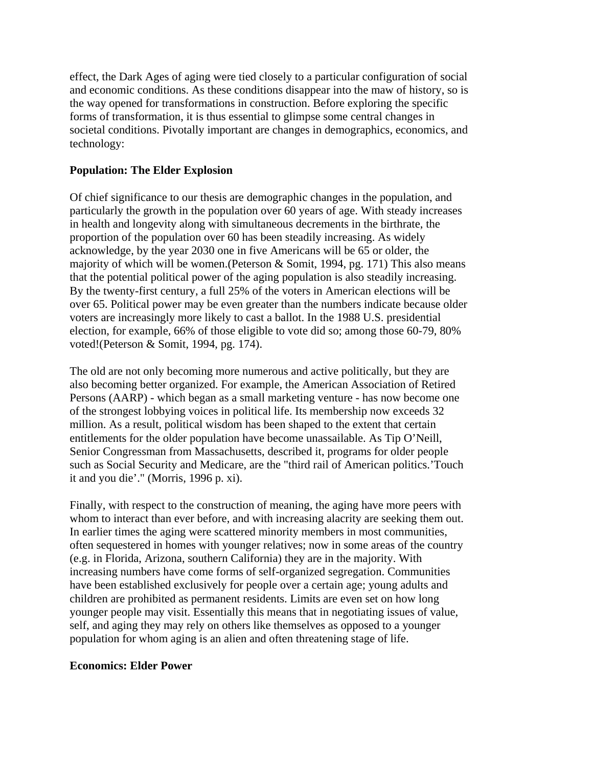effect, the Dark Ages of aging were tied closely to a particular configuration of social and economic conditions. As these conditions disappear into the maw of history, so is the way opened for transformations in construction. Before exploring the specific forms of transformation, it is thus essential to glimpse some central changes in societal conditions. Pivotally important are changes in demographics, economics, and technology:

**Population: The Elder Explosion**

Of chief significance to our thesis are demographic changes in the population, and particularly the growth in the population over 60 years of age. With steady increases in health and longevity along with simultaneous decrements in the birthrate, the proportion of the population over 60 has been steadily increasing. As widely acknowledge, by the year 2030 one in five Americans will be 65 or older, the majority of which will be women.(Peterson & Somit, 1994, pg. 171) This also means that the potential political power of the aging population is also steadily increasing. By the twenty-first century, a full 25% of the voters in American elections will be over 65. Political power may be even greater than the numbers indicate because older voters are increasingly more likely to cast a ballot. In the 1988 U.S. presidential election, for example, 66% of those eligible to vote did so; among those 60-79, 80% voted!(Peterson & Somit, 1994, pg. 174).

The old are not only becoming more numerous and active politically, but they are also becoming better organized. For example, the American Association of Retired Persons (AARP) - which began as a small marketing venture - has now become one of the strongest lobbying voices in political life. Its membership now exceeds 32 million. As a result, political wisdom has been shaped to the extent that certain entitlements for the older population have become unassailable. As Tip O'Neill, Senior Congressman from Massachusetts, described it, programs for older people such as Social Security and Medicare, are the "third rail of American politics.'Touch it and you die'." (Morris, 1996 p. xi).

Finally, with respect to the construction of meaning, the aging have more peers with whom to interact than ever before, and with increasing alacrity are seeking them out. In earlier times the aging were scattered minority members in most communities, often sequestered in homes with younger relatives; now in some areas of the country (e.g. in Florida, Arizona, southern California) they are in the majority. With increasing numbers have come forms of self-organized segregation. Communities have been established exclusively for people over a certain age; young adults and children are prohibited as permanent residents. Limits are even set on how long younger people may visit. Essentially this means that in negotiating issues of value, self, and aging they may rely on others like themselves as opposed to a younger population for whom aging is an alien and often threatening stage of life.

**Economics: Elder Power**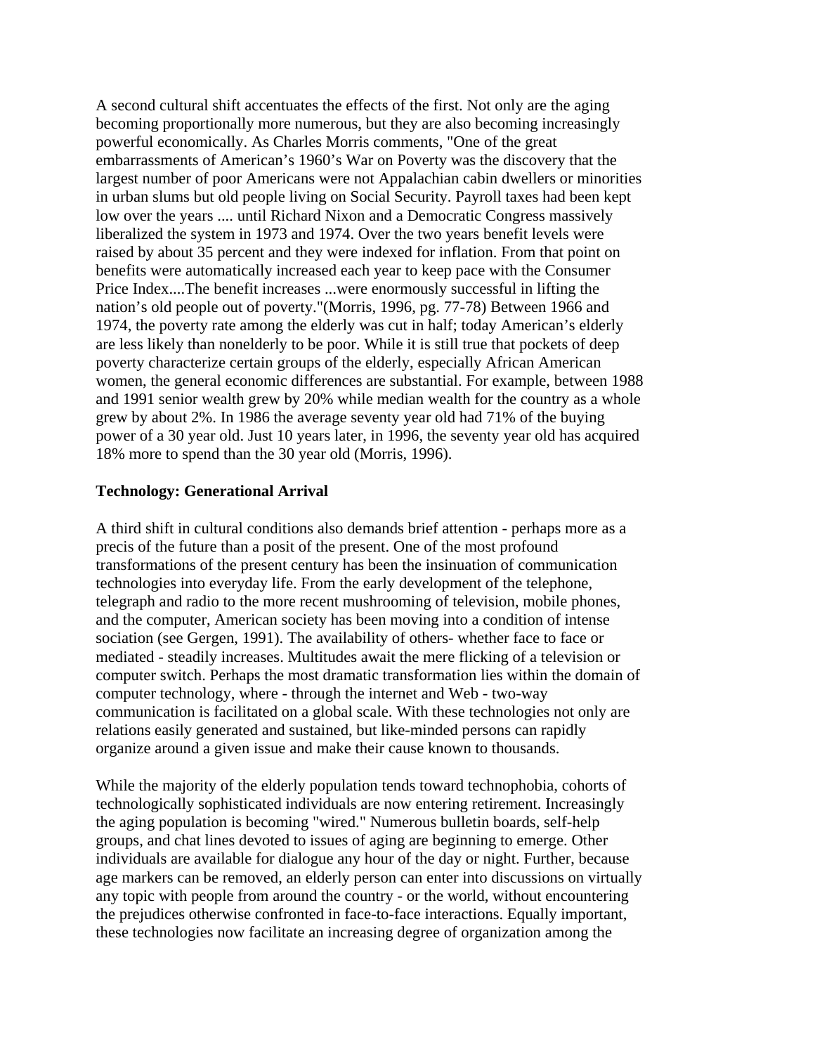A second cultural shift accentuates the effects of the first. Not only are the aging becoming proportionally more numerous, but they are also becoming increasingly powerful economically. As Charles Morris comments, "One of the great embarrassments of American's 1960's War on Poverty was the discovery that the largest number of poor Americans were not Appalachian cabin dwellers or minorities in urban slums but old people living on Social Security. Payroll taxes had been kept low over the years .... until Richard Nixon and a Democratic Congress massively liberalized the system in 1973 and 1974. Over the two years benefit levels were raised by about 35 percent and they were indexed for inflation. From that point on benefits were automatically increased each year to keep pace with the Consumer Price Index....The benefit increases ...were enormously successful in lifting the nation's old people out of poverty."(Morris, 1996, pg. 77-78) Between 1966 and 1974, the poverty rate among the elderly was cut in half; today American's elderly are less likely than nonelderly to be poor. While it is still true that pockets of deep poverty characterize certain groups of the elderly, especially African American women, the general economic differences are substantial. For example, between 1988 and 1991 senior wealth grew by 20% while median wealth for the country as a whole grew by about 2%. In 1986 the average seventy year old had 71% of the buying power of a 30 year old. Just 10 years later, in 1996, the seventy year old has acquired 18% more to spend than the 30 year old (Morris, 1996).

**Technology: Generational Arrival**

A third shift in cultural conditions also demands brief attention - perhaps more as a precis of the future than a posit of the present. One of the most profound transformations of the present century has been the insinuation of communication technologies into everyday life. From the early development of the telephone, telegraph and radio to the more recent mushrooming of television, mobile phones, and the computer, American society has been moving into a condition of intense sociation (see Gergen, 1991). The availability of others- whether face to face or mediated - steadily increases. Multitudes await the mere flicking of a television or computer switch. Perhaps the most dramatic transformation lies within the domain of computer technology, where - through the internet and Web - two-way communication is facilitated on a global scale. With these technologies not only are relations easily generated and sustained, but like-minded persons can rapidly organize around a given issue and make their cause known to thousands.

While the majority of the elderly population tends toward technophobia, cohorts of technologically sophisticated individuals are now entering retirement. Increasingly the aging population is becoming "wired." Numerous bulletin boards, self-help groups, and chat lines devoted to issues of aging are beginning to emerge. Other individuals are available for dialogue any hour of the day or night. Further, because age markers can be removed, an elderly person can enter into discussions on virtually any topic with people from around the country - or the world, without encountering the prejudices otherwise confronted in face-to-face interactions. Equally important, these technologies now facilitate an increasing degree of organization among the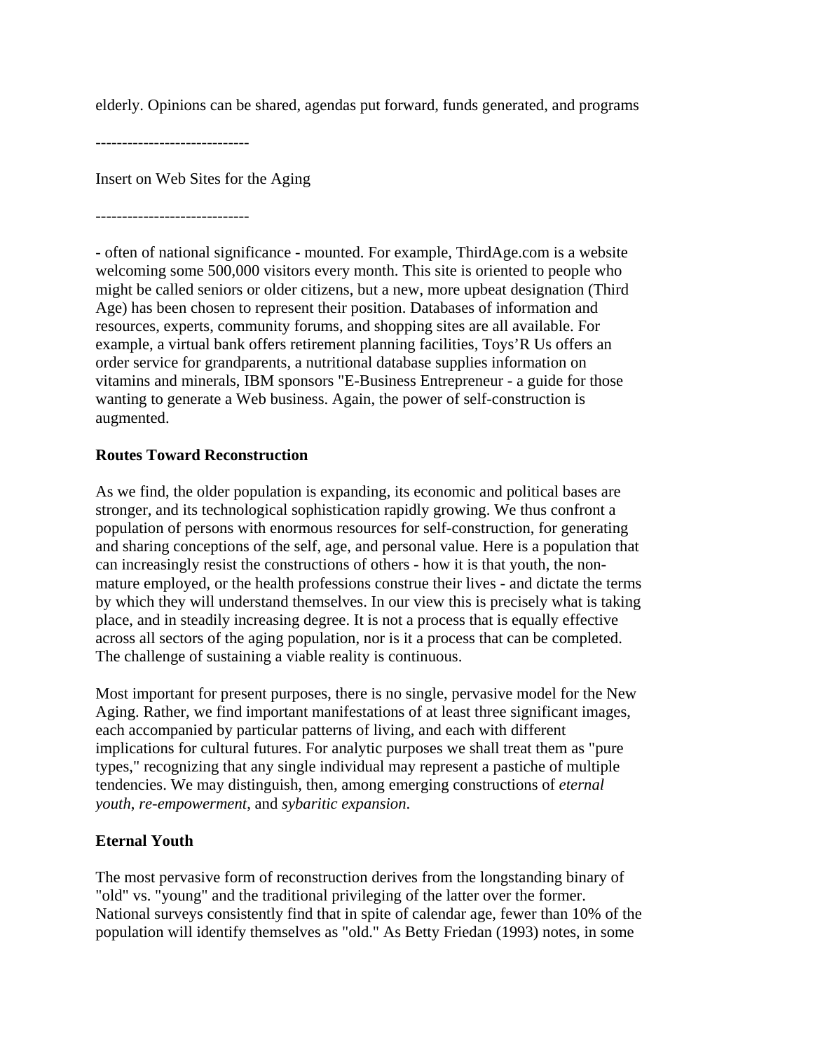elderly. Opinions can be shared, agendas put forward, funds generated, and programs

-----------------------------

Insert on Web Sites for the Aging

-----------------------------

- often of national significance - mounted. For example, ThirdAge.com is a website welcoming some 500,000 visitors every month. This site is oriented to people who might be called seniors or older citizens, but a new, more upbeat designation (Third Age) has been chosen to represent their position. Databases of information and resources, experts, community forums, and shopping sites are all available. For example, a virtual bank offers retirement planning facilities, Toys'R Us offers an order service for grandparents, a nutritional database supplies information on vitamins and minerals, IBM sponsors "E-Business Entrepreneur - a guide for those wanting to generate a Web business. Again, the power of self-construction is augmented.

**Routes Toward Reconstruction**

As we find, the older population is expanding, its economic and political bases are stronger, and its technological sophistication rapidly growing. We thus confront a population of persons with enormous resources for self-construction, for generating and sharing conceptions of the self, age, and personal value. Here is a population that can increasingly resist the constructions of others - how it is that youth, the non-mature employed, or the health professions construe their lives - and dictate the terms by which they will understand themselves. In our view this is precisely what is taking place, and in steadily increasing degree. It is not a process that is equally effective across all sectors of the aging population, nor is it a process that can be completed. The challenge of sustaining a viable reality is continuous.

Most important for present purposes, there is no single, pervasive model for the New Aging. Rather, we find important manifestations of at least three significant images, each accompanied by particular patterns of living, and each with different implications for cultural futures. For analytic purposes we shall treat them as "pure types," recognizing that any single individual may represent a pastiche of multiple tendencies. We may distinguish, then, among emerging constructions of *eternal youth*, *re-empowerment*, and *sybaritic expansion*.

**Eternal Youth**

The most pervasive form of reconstruction derives from the longstanding binary of "old" vs. "young" and the traditional privileging of the latter over the former. National surveys consistently find that in spite of calendar age, fewer than 10% of the population will identify themselves as "old." As Betty Friedan (1993) notes, in some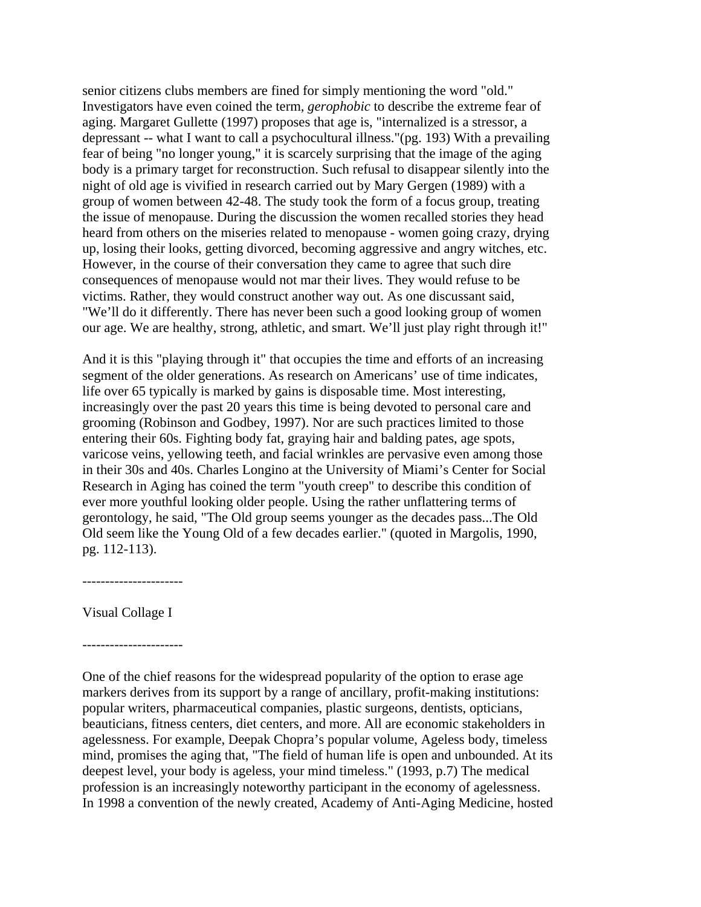senior citizens clubs members are fined for simply mentioning the word "old." Investigators have even coined the term, *gerophobic* to describe the extreme fear of aging. Margaret Gullette (1997) proposes that age is, "internalized is a stressor, a depressant -- what I want to call a psychocultural illness."(pg. 193) With a prevailing fear of being "no longer young," it is scarcely surprising that the image of the aging body is a primary target for reconstruction. Such refusal to disappear silently into the night of old age is vivified in research carried out by Mary Gergen (1989) with a group of women between 42-48. The study took the form of a focus group, treating the issue of menopause. During the discussion the women recalled stories they head heard from others on the miseries related to menopause - women going crazy, drying up, losing their looks, getting divorced, becoming aggressive and angry witches, etc. However, in the course of their conversation they came to agree that such dire consequences of menopause would not mar their lives. They would refuse to be victims. Rather, they would construct another way out. As one discussant said, "We'll do it differently. There has never been such a good looking group of women our age. We are healthy, strong, athletic, and smart. We'll just play right through it!"

And it is this "playing through it" that occupies the time and efforts of an increasing segment of the older generations. As research on Americans' use of time indicates, life over 65 typically is marked by gains is disposable time. Most interesting, increasingly over the past 20 years this time is being devoted to personal care and grooming (Robinson and Godbey, 1997). Nor are such practices limited to those entering their 60s. Fighting body fat, graying hair and balding pates, age spots, varicose veins, yellowing teeth, and facial wrinkles are pervasive even among those in their 30s and 40s. Charles Longino at the University of Miami's Center for Social Research in Aging has coined the term "youth creep" to describe this condition of ever more youthful looking older people. Using the rather unflattering terms of gerontology, he said, "The Old group seems younger as the decades pass...The Old Old seem like the Young Old of a few decades earlier." (quoted in Margolis, 1990, pg. 112-113).

----------------------

Visual Collage I

----------------------

One of the chief reasons for the widespread popularity of the option to erase age markers derives from its support by a range of ancillary, profit-making institutions: popular writers, pharmaceutical companies, plastic surgeons, dentists, opticians, beauticians, fitness centers, diet centers, and more. All are economic stakeholders in agelessness. For example, Deepak Chopra's popular volume, Ageless body, timeless mind, promises the aging that, "The field of human life is open and unbounded. At its deepest level, your body is ageless, your mind timeless." (1993, p.7) The medical profession is an increasingly noteworthy participant in the economy of agelessness. In 1998 a convention of the newly created, Academy of Anti-Aging Medicine, hosted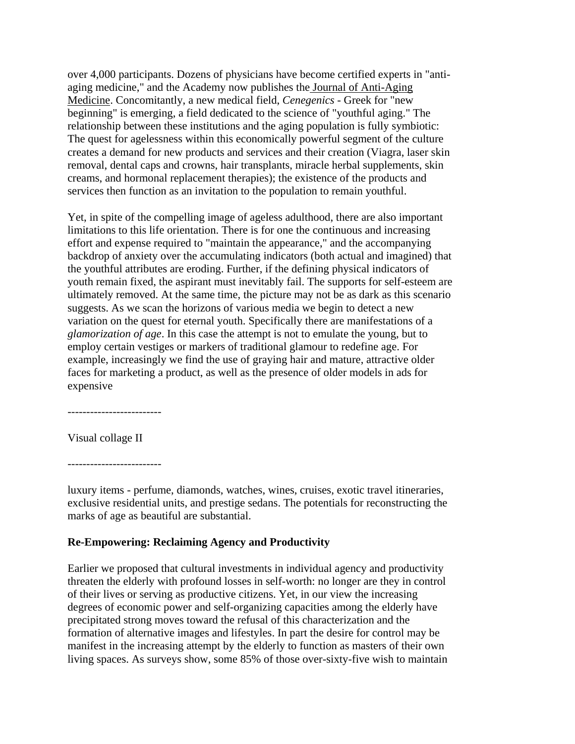over 4,000 participants. Dozens of physicians have become certified experts in "anti-aging medicine," and the Academy now publishes the Journal of Anti-Aging Medicine. Concomitantly, a new medical field, *Cenegenics* - Greek for "new beginning" is emerging, a field dedicated to the science of "youthful aging." The relationship between these institutions and the aging population is fully symbiotic: The quest for agelessness within this economically powerful segment of the culture creates a demand for new products and services and their creation (Viagra, laser skin removal, dental caps and crowns, hair transplants, miracle herbal supplements, skin creams, and hormonal replacement therapies); the existence of the products and services then function as an invitation to the population to remain youthful.

Yet, in spite of the compelling image of ageless adulthood, there are also important limitations to this life orientation. There is for one the continuous and increasing effort and expense required to "maintain the appearance," and the accompanying backdrop of anxiety over the accumulating indicators (both actual and imagined) that the youthful attributes are eroding. Further, if the defining physical indicators of youth remain fixed, the aspirant must inevitably fail. The supports for self-esteem are ultimately removed. At the same time, the picture may not be as dark as this scenario suggests. As we scan the horizons of various media we begin to detect a new variation on the quest for eternal youth. Specifically there are manifestations of a *glamorization of age*. In this case the attempt is not to emulate the young, but to employ certain vestiges or markers of traditional glamour to redefine age. For example, increasingly we find the use of graying hair and mature, attractive older faces for marketing a product, as well as the presence of older models in ads for expensive

-------------------------

Visual collage II

-------------------------

luxury items - perfume, diamonds, watches, wines, cruises, exotic travel itineraries, exclusive residential units, and prestige sedans. The potentials for reconstructing the marks of age as beautiful are substantial.

**Re-Empowering: Reclaiming Agency and Productivity**

Earlier we proposed that cultural investments in individual agency and productivity threaten the elderly with profound losses in self-worth: no longer are they in control of their lives or serving as productive citizens. Yet, in our view the increasing degrees of economic power and self-organizing capacities among the elderly have precipitated strong moves toward the refusal of this characterization and the formation of alternative images and lifestyles. In part the desire for control may be manifest in the increasing attempt by the elderly to function as masters of their own living spaces. As surveys show, some 85% of those over-sixty-five wish to maintain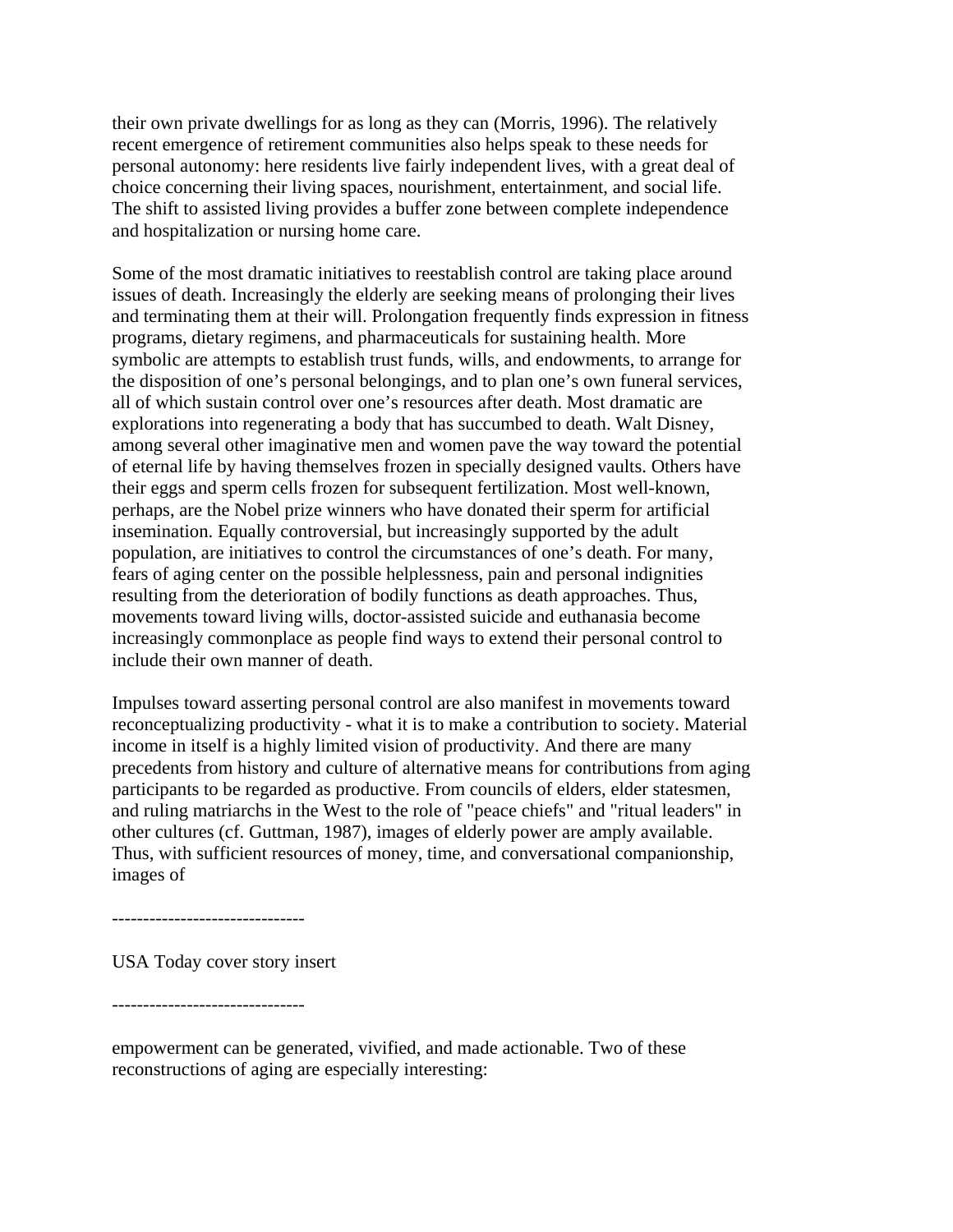their own private dwellings for as long as they can (Morris, 1996). The relatively recent emergence of retirement communities also helps speak to these needs for personal autonomy: here residents live fairly independent lives, with a great deal of choice concerning their living spaces, nourishment, entertainment, and social life. The shift to assisted living provides a buffer zone between complete independence and hospitalization or nursing home care.

Some of the most dramatic initiatives to reestablish control are taking place around issues of death. Increasingly the elderly are seeking means of prolonging their lives and terminating them at their will. Prolongation frequently finds expression in fitness programs, dietary regimens, and pharmaceuticals for sustaining health. More symbolic are attempts to establish trust funds, wills, and endowments, to arrange for the disposition of one's personal belongings, and to plan one's own funeral services, all of which sustain control over one's resources after death. Most dramatic are explorations into regenerating a body that has succumbed to death. Walt Disney, among several other imaginative men and women pave the way toward the potential of eternal life by having themselves frozen in specially designed vaults. Others have their eggs and sperm cells frozen for subsequent fertilization. Most well-known, perhaps, are the Nobel prize winners who have donated their sperm for artificial insemination. Equally controversial, but increasingly supported by the adult population, are initiatives to control the circumstances of one's death. For many, fears of aging center on the possible helplessness, pain and personal indignities resulting from the deterioration of bodily functions as death approaches. Thus, movements toward living wills, doctor-assisted suicide and euthanasia become increasingly commonplace as people find ways to extend their personal control to include their own manner of death.

Impulses toward asserting personal control are also manifest in movements toward reconceptualizing productivity - what it is to make a contribution to society. Material income in itself is a highly limited vision of productivity. And there are many precedents from history and culture of alternative means for contributions from aging participants to be regarded as productive. From councils of elders, elder statesmen, and ruling matriarchs in the West to the role of "peace chiefs" and "ritual leaders" in other cultures (cf. Guttman, 1987), images of elderly power are amply available. Thus, with sufficient resources of money, time, and conversational companionship, images of

-------------------------------

USA Today cover story insert

-------------------------------

empowerment can be generated, vivified, and made actionable. Two of these reconstructions of aging are especially interesting: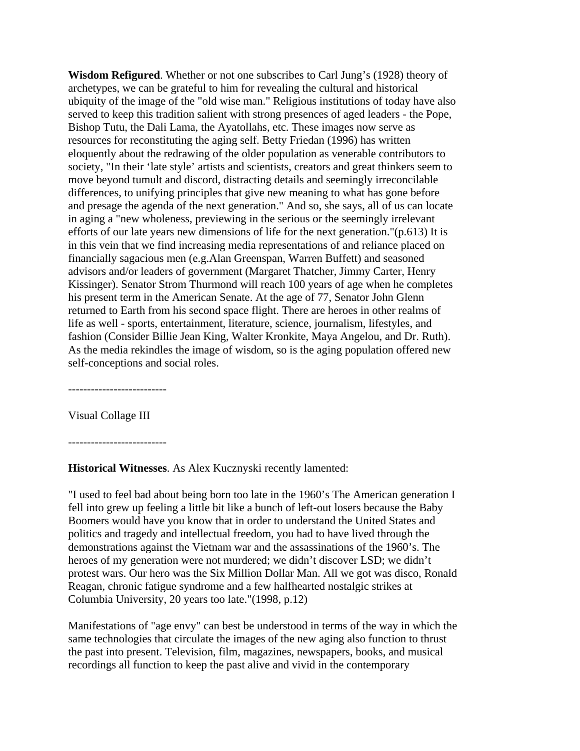**Wisdom Refigured**. Whether or not one subscribes to Carl Jung's (1928) theory of archetypes, we can be grateful to him for revealing the cultural and historical ubiquity of the image of the "old wise man." Religious institutions of today have also served to keep this tradition salient with strong presences of aged leaders - the Pope, Bishop Tutu, the Dali Lama, the Ayatollahs, etc. These images now serve as resources for reconstituting the aging self. Betty Friedan (1996) has written eloquently about the redrawing of the older population as venerable contributors to society, "In their 'late style' artists and scientists, creators and great thinkers seem to move beyond tumult and discord, distracting details and seemingly irreconcilable differences, to unifying principles that give new meaning to what has gone before and presage the agenda of the next generation." And so, she says, all of us can locate in aging a "new wholeness, previewing in the serious or the seemingly irrelevant efforts of our late years new dimensions of life for the next generation."(p.613) It is in this vein that we find increasing media representations of and reliance placed on financially sagacious men (e.g.Alan Greenspan, Warren Buffett) and seasoned advisors and/or leaders of government (Margaret Thatcher, Jimmy Carter, Henry Kissinger). Senator Strom Thurmond will reach 100 years of age when he completes his present term in the American Senate. At the age of 77, Senator John Glenn returned to Earth from his second space flight. There are heroes in other realms of life as well - sports, entertainment, literature, science, journalism, lifestyles, and fashion (Consider Billie Jean King, Walter Kronkite, Maya Angelou, and Dr. Ruth). As the media rekindles the image of wisdom, so is the aging population offered new self-conceptions and social roles.

--------------------------

Visual Collage III

--------------------------

**Historical Witnesses**. As Alex Kucznyski recently lamented:

"I used to feel bad about being born too late in the 1960's The American generation I fell into grew up feeling a little bit like a bunch of left-out losers because the Baby Boomers would have you know that in order to understand the United States and politics and tragedy and intellectual freedom, you had to have lived through the demonstrations against the Vietnam war and the assassinations of the 1960's. The heroes of my generation were not murdered; we didn't discover LSD; we didn't protest wars. Our hero was the Six Million Dollar Man. All we got was disco, Ronald Reagan, chronic fatigue syndrome and a few halfhearted nostalgic strikes at Columbia University, 20 years too late."(1998, p.12)

Manifestations of "age envy" can best be understood in terms of the way in which the same technologies that circulate the images of the new aging also function to thrust the past into present. Television, film, magazines, newspapers, books, and musical recordings all function to keep the past alive and vivid in the contemporary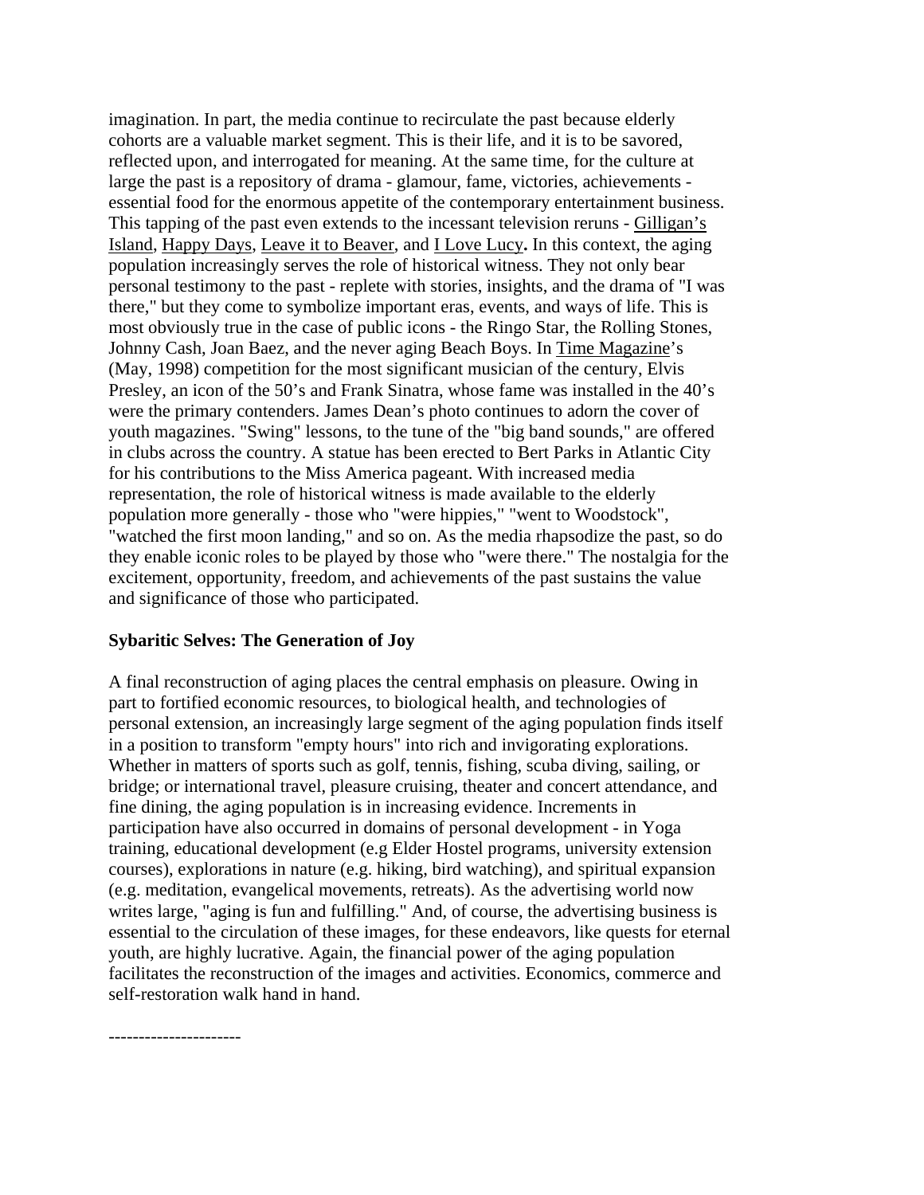imagination. In part, the media continue to recirculate the past because elderly cohorts are a valuable market segment. This is their life, and it is to be savored, reflected upon, and interrogated for meaning. At the same time, for the culture at large the past is a repository of drama - glamour, fame, victories, achievements - essential food for the enormous appetite of the contemporary entertainment business. This tapping of the past even extends to the incessant television reruns - Gilligan's Island, Happy Days, Leave it to Beaver, and I Love Lucy**.** In this context, the aging population increasingly serves the role of historical witness. They not only bear personal testimony to the past - replete with stories, insights, and the drama of "I was there," but they come to symbolize important eras, events, and ways of life. This is most obviously true in the case of public icons - the Ringo Star, the Rolling Stones, Johnny Cash, Joan Baez, and the never aging Beach Boys. In Time Magazine's (May, 1998) competition for the most significant musician of the century, Elvis Presley, an icon of the 50's and Frank Sinatra, whose fame was installed in the 40's were the primary contenders. James Dean's photo continues to adorn the cover of youth magazines. "Swing" lessons, to the tune of the "big band sounds," are offered in clubs across the country. A statue has been erected to Bert Parks in Atlantic City for his contributions to the Miss America pageant. With increased media representation, the role of historical witness is made available to the elderly population more generally - those who "were hippies," "went to Woodstock", "watched the first moon landing," and so on. As the media rhapsodize the past, so do they enable iconic roles to be played by those who "were there." The nostalgia for the excitement, opportunity, freedom, and achievements of the past sustains the value and significance of those who participated.

**Sybaritic Selves: The Generation of Joy**

A final reconstruction of aging places the central emphasis on pleasure. Owing in part to fortified economic resources, to biological health, and technologies of personal extension, an increasingly large segment of the aging population finds itself in a position to transform "empty hours" into rich and invigorating explorations. Whether in matters of sports such as golf, tennis, fishing, scuba diving, sailing, or bridge; or international travel, pleasure cruising, theater and concert attendance, and fine dining, the aging population is in increasing evidence. Increments in participation have also occurred in domains of personal development - in Yoga training, educational development (e.g Elder Hostel programs, university extension courses), explorations in nature (e.g. hiking, bird watching), and spiritual expansion (e.g. meditation, evangelical movements, retreats). As the advertising world now writes large, "aging is fun and fulfilling." And, of course, the advertising business is essential to the circulation of these images, for these endeavors, like quests for eternal youth, are highly lucrative. Again, the financial power of the aging population facilitates the reconstruction of the images and activities. Economics, commerce and self-restoration walk hand in hand.

----------------------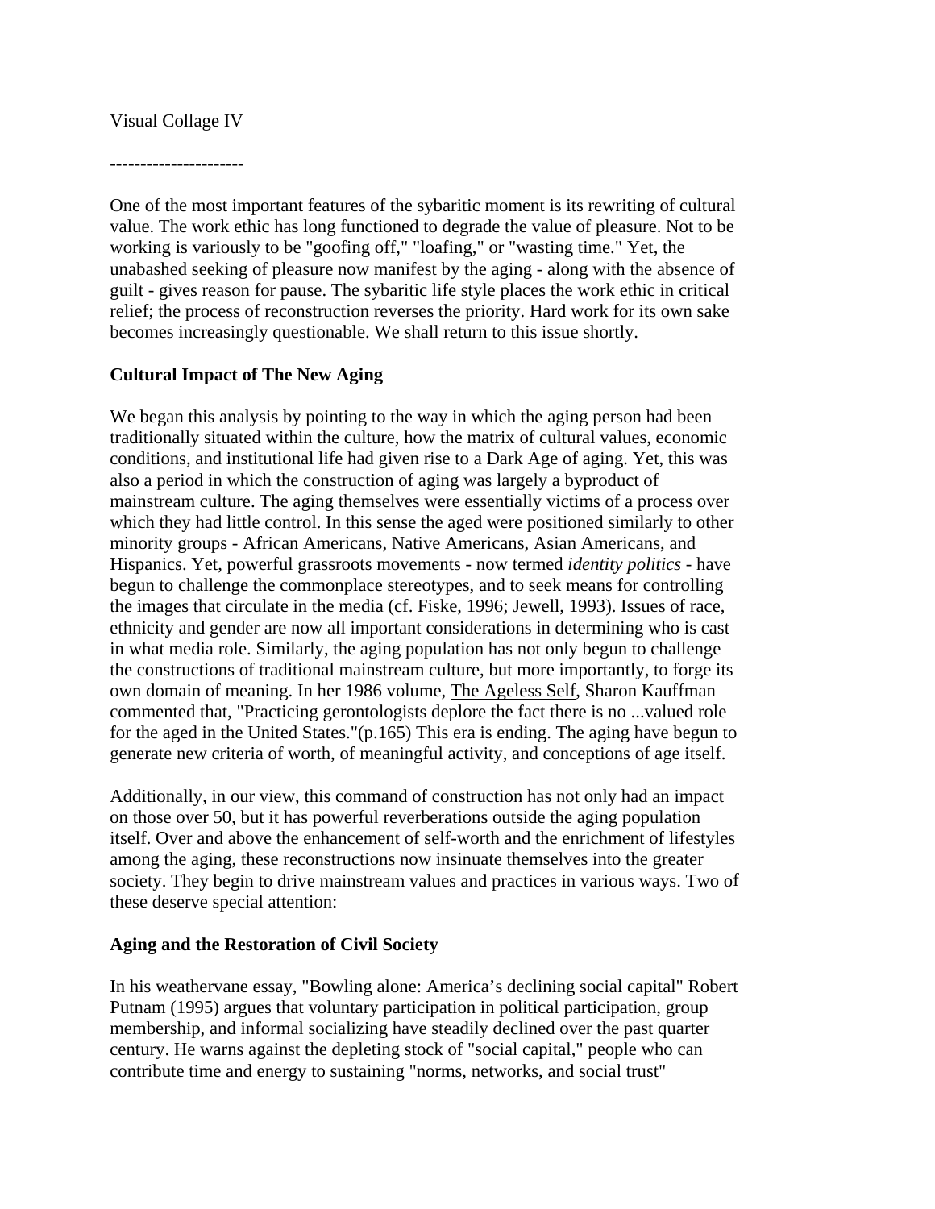Visual Collage IV

----------------------

One of the most important features of the sybaritic moment is its rewriting of cultural value. The work ethic has long functioned to degrade the value of pleasure. Not to be working is variously to be "goofing off," "loafing," or "wasting time." Yet, the unabashed seeking of pleasure now manifest by the aging - along with the absence of guilt - gives reason for pause. The sybaritic life style places the work ethic in critical relief; the process of reconstruction reverses the priority. Hard work for its own sake becomes increasingly questionable. We shall return to this issue shortly.

**Cultural Impact of The New Aging**

We began this analysis by pointing to the way in which the aging person had been traditionally situated within the culture, how the matrix of cultural values, economic conditions, and institutional life had given rise to a Dark Age of aging. Yet, this was also a period in which the construction of aging was largely a byproduct of mainstream culture. The aging themselves were essentially victims of a process over which they had little control. In this sense the aged were positioned similarly to other minority groups - African Americans, Native Americans, Asian Americans, and Hispanics. Yet, powerful grassroots movements - now termed *identity politics* - have begun to challenge the commonplace stereotypes, and to seek means for controlling the images that circulate in the media (cf. Fiske, 1996; Jewell, 1993). Issues of race, ethnicity and gender are now all important considerations in determining who is cast in what media role. Similarly, the aging population has not only begun to challenge the constructions of traditional mainstream culture, but more importantly, to forge its own domain of meaning. In her 1986 volume, The Ageless Self, Sharon Kauffman commented that, "Practicing gerontologists deplore the fact there is no ...valued role for the aged in the United States."(p.165) This era is ending. The aging have begun to generate new criteria of worth, of meaningful activity, and conceptions of age itself.

Additionally, in our view, this command of construction has not only had an impact on those over 50, but it has powerful reverberations outside the aging population itself. Over and above the enhancement of self-worth and the enrichment of lifestyles among the aging, these reconstructions now insinuate themselves into the greater society. They begin to drive mainstream values and practices in various ways. Two of these deserve special attention:

**Aging and the Restoration of Civil Society**

In his weathervane essay, "Bowling alone: America's declining social capital" Robert Putnam (1995) argues that voluntary participation in political participation, group membership, and informal socializing have steadily declined over the past quarter century. He warns against the depleting stock of "social capital," people who can contribute time and energy to sustaining "norms, networks, and social trust"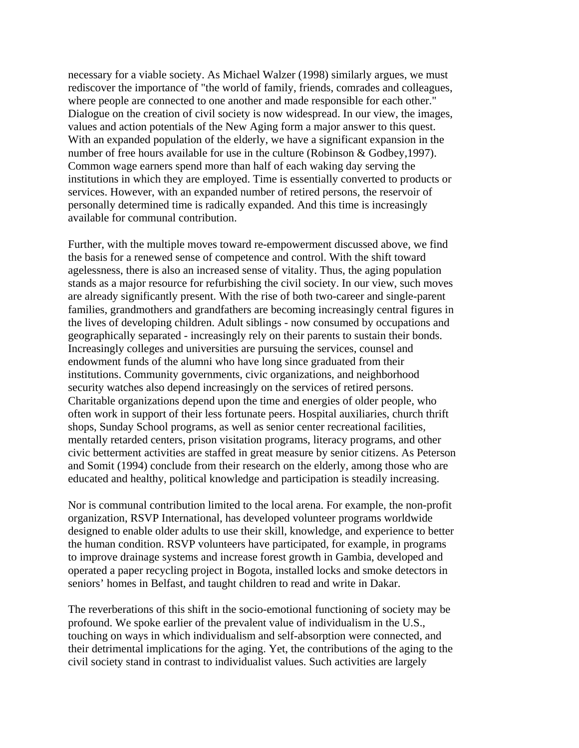necessary for a viable society. As Michael Walzer (1998) similarly argues, we must rediscover the importance of "the world of family, friends, comrades and colleagues, where people are connected to one another and made responsible for each other." Dialogue on the creation of civil society is now widespread. In our view, the images, values and action potentials of the New Aging form a major answer to this quest. With an expanded population of the elderly, we have a significant expansion in the number of free hours available for use in the culture (Robinson & Godbey,1997). Common wage earners spend more than half of each waking day serving the institutions in which they are employed. Time is essentially converted to products or services. However, with an expanded number of retired persons, the reservoir of personally determined time is radically expanded. And this time is increasingly available for communal contribution.

Further, with the multiple moves toward re-empowerment discussed above, we find the basis for a renewed sense of competence and control. With the shift toward agelessness, there is also an increased sense of vitality. Thus, the aging population stands as a major resource for refurbishing the civil society. In our view, such moves are already significantly present. With the rise of both two-career and single-parent families, grandmothers and grandfathers are becoming increasingly central figures in the lives of developing children. Adult siblings - now consumed by occupations and geographically separated - increasingly rely on their parents to sustain their bonds. Increasingly colleges and universities are pursuing the services, counsel and endowment funds of the alumni who have long since graduated from their institutions. Community governments, civic organizations, and neighborhood security watches also depend increasingly on the services of retired persons. Charitable organizations depend upon the time and energies of older people, who often work in support of their less fortunate peers. Hospital auxiliaries, church thrift shops, Sunday School programs, as well as senior center recreational facilities, mentally retarded centers, prison visitation programs, literacy programs, and other civic betterment activities are staffed in great measure by senior citizens. As Peterson and Somit (1994) conclude from their research on the elderly, among those who are educated and healthy, political knowledge and participation is steadily increasing.

Nor is communal contribution limited to the local arena. For example, the non-profit organization, RSVP International, has developed volunteer programs worldwide designed to enable older adults to use their skill, knowledge, and experience to better the human condition. RSVP volunteers have participated, for example, in programs to improve drainage systems and increase forest growth in Gambia, developed and operated a paper recycling project in Bogota, installed locks and smoke detectors in seniors' homes in Belfast, and taught children to read and write in Dakar.

The reverberations of this shift in the socio-emotional functioning of society may be profound. We spoke earlier of the prevalent value of individualism in the U.S., touching on ways in which individualism and self-absorption were connected, and their detrimental implications for the aging. Yet, the contributions of the aging to the civil society stand in contrast to individualist values. Such activities are largely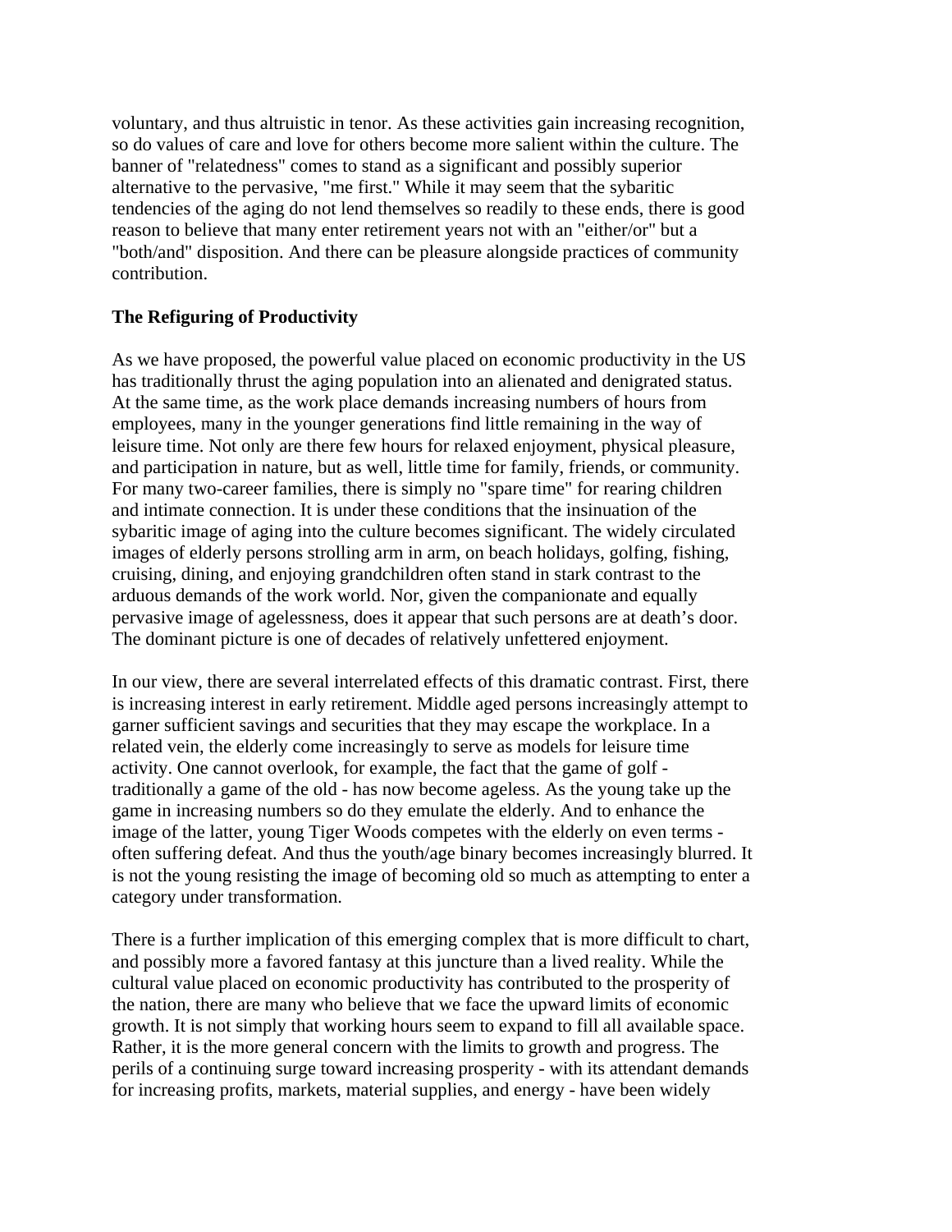voluntary, and thus altruistic in tenor. As these activities gain increasing recognition, so do values of care and love for others become more salient within the culture. The banner of "relatedness" comes to stand as a significant and possibly superior alternative to the pervasive, "me first." While it may seem that the sybaritic tendencies of the aging do not lend themselves so readily to these ends, there is good reason to believe that many enter retirement years not with an "either/or" but a "both/and" disposition. And there can be pleasure alongside practices of community contribution.

**The Refiguring of Productivity**

As we have proposed, the powerful value placed on economic productivity in the US has traditionally thrust the aging population into an alienated and denigrated status. At the same time, as the work place demands increasing numbers of hours from employees, many in the younger generations find little remaining in the way of leisure time. Not only are there few hours for relaxed enjoyment, physical pleasure, and participation in nature, but as well, little time for family, friends, or community. For many two-career families, there is simply no "spare time" for rearing children and intimate connection. It is under these conditions that the insinuation of the sybaritic image of aging into the culture becomes significant. The widely circulated images of elderly persons strolling arm in arm, on beach holidays, golfing, fishing, cruising, dining, and enjoying grandchildren often stand in stark contrast to the arduous demands of the work world. Nor, given the companionate and equally pervasive image of agelessness, does it appear that such persons are at death's door. The dominant picture is one of decades of relatively unfettered enjoyment.

In our view, there are several interrelated effects of this dramatic contrast. First, there is increasing interest in early retirement. Middle aged persons increasingly attempt to garner sufficient savings and securities that they may escape the workplace. In a related vein, the elderly come increasingly to serve as models for leisure time activity. One cannot overlook, for example, the fact that the game of golf - traditionally a game of the old - has now become ageless. As the young take up the game in increasing numbers so do they emulate the elderly. And to enhance the image of the latter, young Tiger Woods competes with the elderly on even terms - often suffering defeat. And thus the youth/age binary becomes increasingly blurred. It is not the young resisting the image of becoming old so much as attempting to enter a category under transformation.

There is a further implication of this emerging complex that is more difficult to chart, and possibly more a favored fantasy at this juncture than a lived reality. While the cultural value placed on economic productivity has contributed to the prosperity of the nation, there are many who believe that we face the upward limits of economic growth. It is not simply that working hours seem to expand to fill all available space. Rather, it is the more general concern with the limits to growth and progress. The perils of a continuing surge toward increasing prosperity - with its attendant demands for increasing profits, markets, material supplies, and energy - have been widely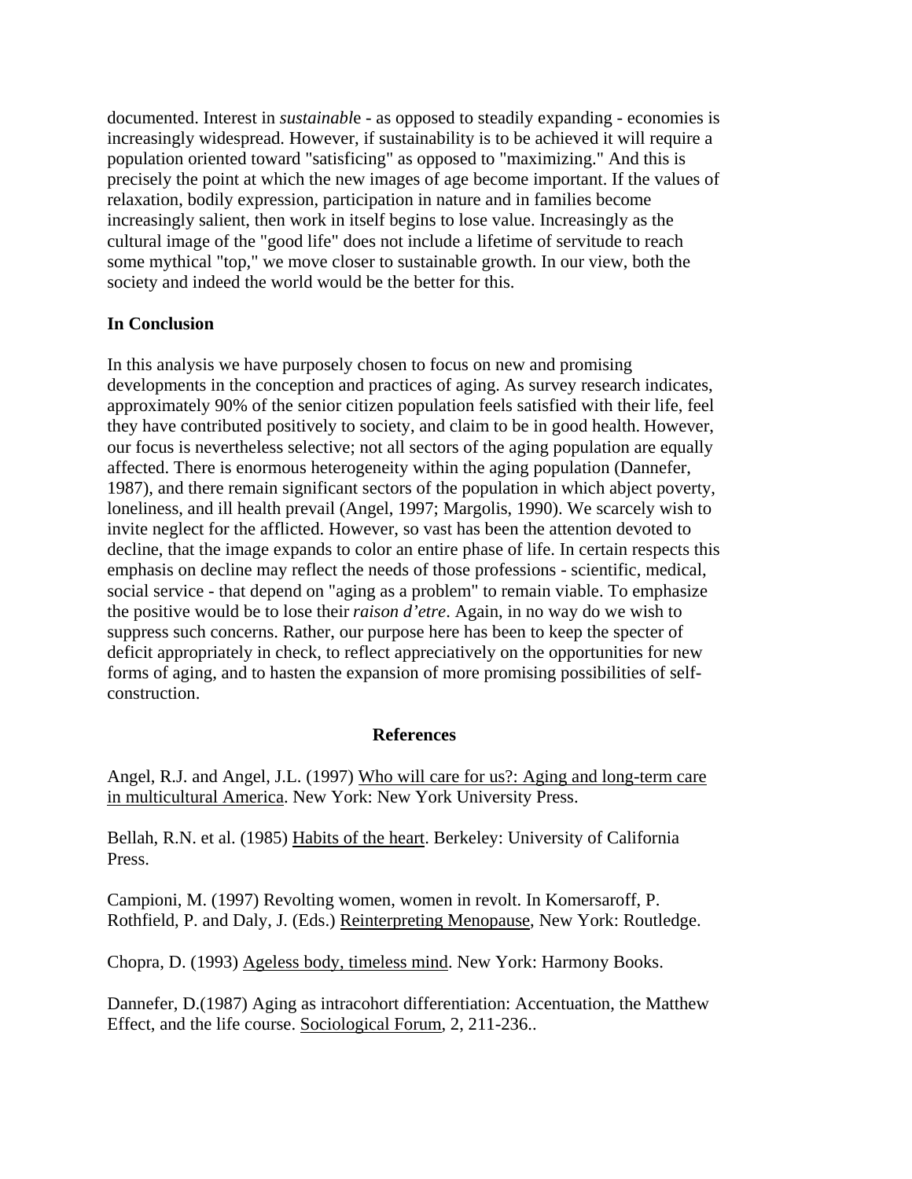documented. Interest in *sustainabl*e - as opposed to steadily expanding - economies is increasingly widespread. However, if sustainability is to be achieved it will require a population oriented toward "satisficing" as opposed to "maximizing." And this is precisely the point at which the new images of age become important. If the values of relaxation, bodily expression, participation in nature and in families become increasingly salient, then work in itself begins to lose value. Increasingly as the cultural image of the "good life" does not include a lifetime of servitude to reach some mythical "top," we move closer to sustainable growth. In our view, both the society and indeed the world would be the better for this.

## In Conclusion

In this analysis we have purposely chosen to focus on new and promising developments in the conception and practices of aging. As survey research indicates, approximately 90% of the senior citizen population feels satisfied with their life, feel they have contributed positively to society, and claim to be in good health. However, our focus is nevertheless selective; not all sectors of the aging population are equally affected. There is enormous heterogeneity within the aging population (Dannefer, 1987), and there remain significant sectors of the population in which abject poverty, loneliness, and ill health prevail (Angel, 1997; Margolis, 1990). We scarcely wish to invite neglect for the afflicted. However, so vast has been the attention devoted to decline, that the image expands to color an entire phase of life. In certain respects this emphasis on decline may reflect the needs of those professions - scientific, medical, social service - that depend on "aging as a problem" to remain viable. To emphasize the positive would be to lose their *raison d'etre*. Again, in no way do we wish to suppress such concerns. Rather, our purpose here has been to keep the specter of deficit appropriately in check, to reflect appreciatively on the opportunities for new forms of aging, and to hasten the expansion of more promising possibilities of self-construction.

## References

Angel, R.J. and Angel, J.L. (1997) Who will care for us?: Aging and long-term care in multicultural America. New York: New York University Press.

Bellah, R.N. et al. (1985) Habits of the heart. Berkeley: University of California Press.

Campioni, M. (1997) Revolting women, women in revolt. In Komersaroff, P. Rothfield, P. and Daly, J. (Eds.) Reinterpreting Menopause, New York: Routledge.

Chopra, D. (1993) Ageless body, timeless mind. New York: Harmony Books.

Dannefer, D.(1987) Aging as intracohort differentiation: Accentuation, the Matthew Effect, and the life course. Sociological Forum, 2, 211-236..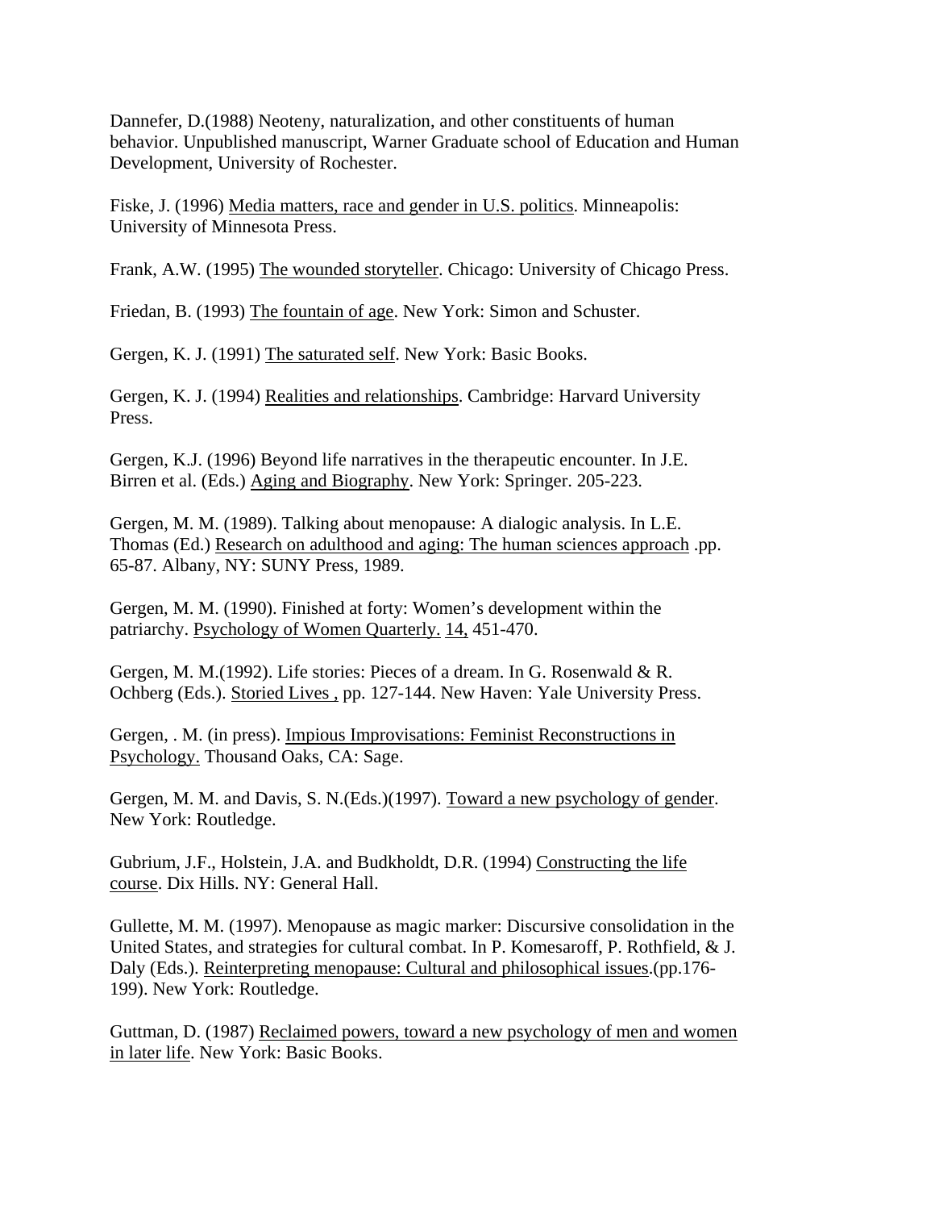Dannefer, D.(1988) Neoteny, naturalization, and other constituents of human behavior. Unpublished manuscript, Warner Graduate school of Education and Human Development, University of Rochester.

Fiske, J. (1996) Media matters, race and gender in U.S. politics. Minneapolis: University of Minnesota Press.

Frank, A.W. (1995) The wounded storyteller. Chicago: University of Chicago Press.

Friedan, B. (1993) The fountain of age. New York: Simon and Schuster.

Gergen, K. J. (1991) The saturated self. New York: Basic Books.

Gergen, K. J. (1994) Realities and relationships. Cambridge: Harvard University Press.

Gergen, K.J. (1996) Beyond life narratives in the therapeutic encounter. In J.E. Birren et al. (Eds.) Aging and Biography. New York: Springer. 205-223.

Gergen, M. M. (1989). Talking about menopause: A dialogic analysis. In L.E. Thomas (Ed.) Research on adulthood and aging: The human sciences approach .pp. 65-87. Albany, NY: SUNY Press, 1989.

Gergen, M. M. (1990). Finished at forty: Women's development within the patriarchy. Psychology of Women Quarterly. 14, 451-470.

Gergen, M. M.(1992). Life stories: Pieces of a dream. In G. Rosenwald & R. Ochberg (Eds.). Storied Lives , pp. 127-144. New Haven: Yale University Press.

Gergen, . M. (in press). Impious Improvisations: Feminist Reconstructions in Psychology. Thousand Oaks, CA: Sage.

Gergen, M. M. and Davis, S. N.(Eds.)(1997). Toward a new psychology of gender. New York: Routledge.

Gubrium, J.F., Holstein, J.A. and Budkholdt, D.R. (1994) Constructing the life course. Dix Hills. NY: General Hall.

Gullette, M. M. (1997). Menopause as magic marker: Discursive consolidation in the United States, and strategies for cultural combat. In P. Komesaroff, P. Rothfield, & J. Daly (Eds.). Reinterpreting menopause: Cultural and philosophical issues.(pp.176-199). New York: Routledge.

Guttman, D. (1987) Reclaimed powers, toward a new psychology of men and women in later life. New York: Basic Books.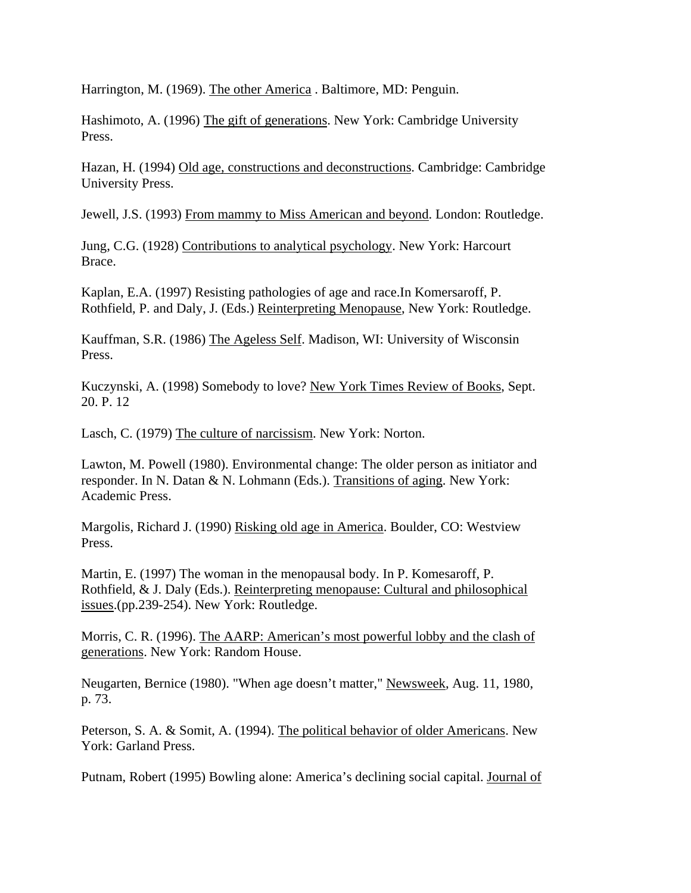Harrington, M. (1969). The other America . Baltimore, MD: Penguin.

Hashimoto, A. (1996) The gift of generations. New York: Cambridge University Press.

Hazan, H. (1994) Old age, constructions and deconstructions. Cambridge: Cambridge University Press.

Jewell, J.S. (1993) From mammy to Miss American and beyond. London: Routledge.

Jung, C.G. (1928) Contributions to analytical psychology. New York: Harcourt Brace.

Kaplan, E.A. (1997) Resisting pathologies of age and race.In Komersaroff, P. Rothfield, P. and Daly, J. (Eds.) Reinterpreting Menopause, New York: Routledge.

Kauffman, S.R. (1986) The Ageless Self. Madison, WI: University of Wisconsin Press.

Kuczynski, A. (1998) Somebody to love? New York Times Review of Books, Sept. 20. P. 12

Lasch, C. (1979) The culture of narcissism. New York: Norton.

Lawton, M. Powell (1980). Environmental change: The older person as initiator and responder. In N. Datan & N. Lohmann (Eds.). Transitions of aging. New York: Academic Press.

Margolis, Richard J. (1990) Risking old age in America. Boulder, CO: Westview Press.

Martin, E. (1997) The woman in the menopausal body. In P. Komesaroff, P. Rothfield, & J. Daly (Eds.). Reinterpreting menopause: Cultural and philosophical issues.(pp.239-254). New York: Routledge.

Morris, C. R. (1996). The AARP: American's most powerful lobby and the clash of generations. New York: Random House.

Neugarten, Bernice (1980). "When age doesn't matter," Newsweek, Aug. 11, 1980, p. 73.

Peterson, S. A. & Somit, A. (1994). The political behavior of older Americans. New York: Garland Press.

Putnam, Robert (1995) Bowling alone: America's declining social capital. Journal of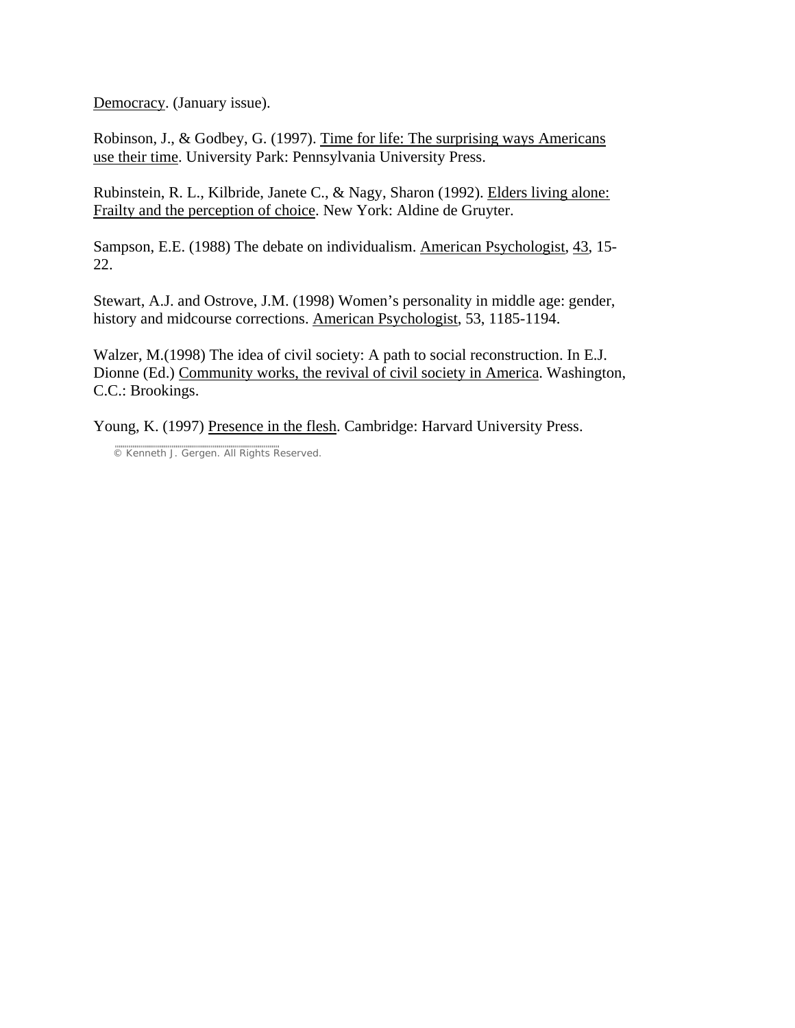Democracy. (January issue).

Robinson, J., & Godbey, G. (1997). Time for life: The surprising ways Americans use their time. University Park: Pennsylvania University Press.

Rubinstein, R. L., Kilbride, Janete C., & Nagy, Sharon (1992). Elders living alone: Frailty and the perception of choice. New York: Aldine de Gruyter.

Sampson, E.E. (1988) The debate on individualism. American Psychologist, 43, 15-22.

Stewart, A.J. and Ostrove, J.M. (1998) Women's personality in middle age: gender, history and midcourse corrections. American Psychologist, 53, 1185-1194.

Walzer, M.(1998) The idea of civil society: A path to social reconstruction. In E.J. Dionne (Ed.) Community works, the revival of civil society in America. Washington, C.C.: Brookings.

Young, K. (1997) Presence in the flesh. Cambridge: Harvard University Press.

© Kenneth J. Gergen. All Rights Reserved.